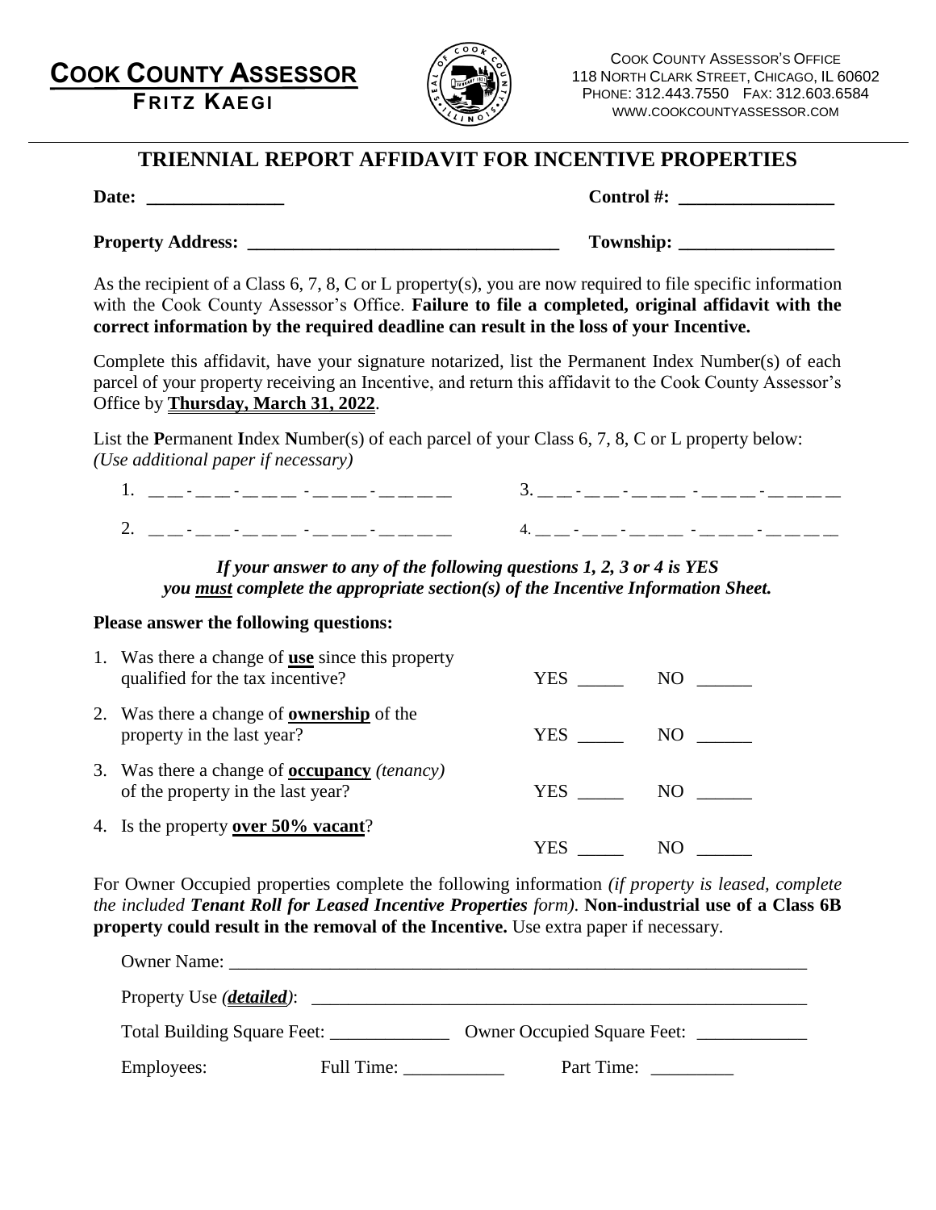**COOK COUNTY ASSESSOR**
**FRITZ KAEGI**

COOK COUNTY ASSESSOR'S OFFICE
118 NORTH CLARK STREET, CHICAGO, IL 60602
PHONE: 312.443.7550 FAX: 312.603.6584
WWW.COOKCOUNTYASSESSOR.COM

# TRIENNIAL REPORT AFFIDAVIT FOR INCENTIVE PROPERTIES

**Date:** _______________ **Control #:** _________________

**Property Address:** ___________________________________ **Township:** _________________

As the recipient of a Class 6, 7, 8, C or L property(s), you are now required to file specific information with the Cook County Assessor's Office. **Failure to file a completed, original affidavit with the correct information by the required deadline can result in the loss of your Incentive.**

Complete this affidavit, have your signature notarized, list the Permanent Index Number(s) of each parcel of your property receiving an Incentive, and return this affidavit to the Cook County Assessor's Office by **Thursday, March 31, 2022**.

List the **P**ermanent **I**ndex **N**umber(s) of each parcel of your Class 6, 7, 8, C or L property below:
*(Use additional paper if necessary)*

1. __ __ - __ __ - __ __ __ - __ __ __ - __ __ __ __ 3. __ __ - __ __ - __ __ __ - __ __ __ - __ __ __ __

2. __ __ - __ __ - __ __ __ - __ __ __ - __ __ __ __ 4. __ __ - __ __ - __ __ __ - __ __ __ - __ __ __ __

***If your answer to any of the following questions 1, 2, 3 or 4 is YES***
***you must complete the appropriate section(s) of the Incentive Information Sheet.***

**Please answer the following questions:**

1. Was there a change of **use** since this property qualified for the tax incentive? YES _____ NO ______
2. Was there a change of **ownership** of the property in the last year? YES _____ NO ______
3. Was there a change of **occupancy** *(tenancy)* of the property in the last year? YES _____ NO ______
4. Is the property **over 50% vacant**? YES _____ NO ______

For Owner Occupied properties complete the following information *(if property is leased, complete the included **Tenant Roll for Leased Incentive Properties** form)*. **Non-industrial use of a Class 6B property could result in the removal of the Incentive.** Use extra paper if necessary.

Owner Name: _________________________________________________________________

Property Use (***detailed***): _______________________________________________________

Total Building Square Feet: _____________ Owner Occupied Square Feet: ____________

Employees: Full Time: ___________ Part Time: _________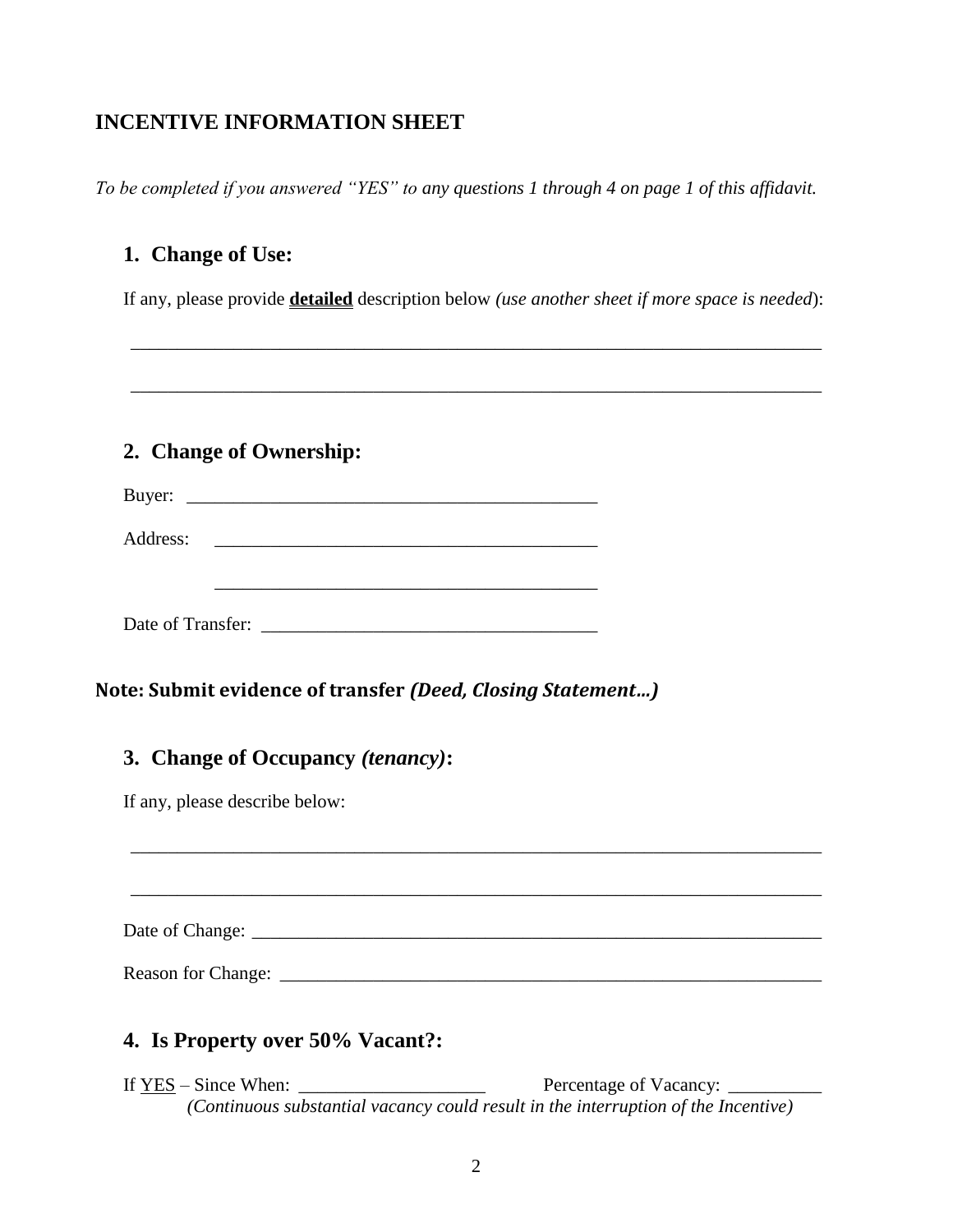## INCENTIVE INFORMATION SHEET

*To be completed if you answered "YES" to any questions 1 through 4 on page 1 of this affidavit.*

### 1. Change of Use:

If any, please provide **detailed** description below *(use another sheet if more space is needed)*:

___________________________________________________________________________

___________________________________________________________________________

### 2. Change of Ownership:

Buyer: _____________________________________________

Address: __________________________________________

__________________________________________

Date of Transfer: ___________________________________

**Note: Submit evidence of transfer *(Deed, Closing Statement…)***

### 3. Change of Occupancy *(tenancy)*:

If any, please describe below:

___________________________________________________________________________

___________________________________________________________________________

Date of Change: _____________________________________________________________

Reason for Change: __________________________________________________________

### 4. Is Property over 50% Vacant?:

If YES – Since When: ____________________ Percentage of Vacancy: __________

*(Continuous substantial vacancy could result in the interruption of the Incentive)*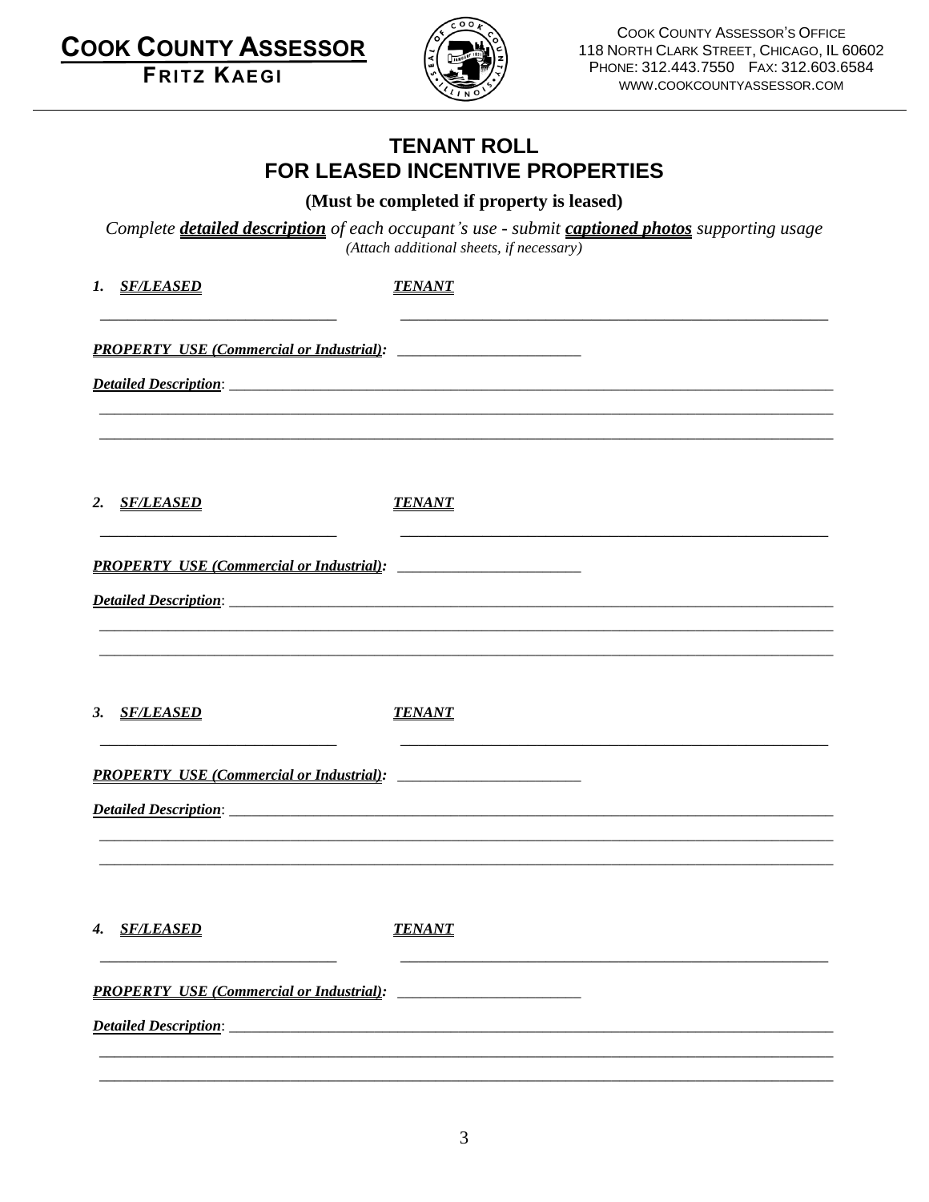**COOK COUNTY ASSESSOR**
**FRITZ KAEGI**

COOK COUNTY ASSESSOR'S OFFICE
118 NORTH CLARK STREET, CHICAGO, IL 60602
PHONE: 312.443.7550 FAX: 312.603.6584
WWW.COOKCOUNTYASSESSOR.COM

# TENANT ROLL
# FOR LEASED INCENTIVE PROPERTIES

**(Must be completed if property is leased)**

*Complete **detailed description** of each occupant's use - submit **captioned photos** supporting usage*
*(Attach additional sheets, if necessary)*

***1. SF/LEASED*** ***TENANT***

______________________________ ______________________________________________________

***PROPERTY USE (Commercial or Industrial):*** ________________________

***Detailed Description***: ____________________________________________________________________________________

_____________________________________________________________________________________________________

_____________________________________________________________________________________________________

***2. SF/LEASED*** ***TENANT***

______________________________ ______________________________________________________

***PROPERTY USE (Commercial or Industrial):*** ________________________

***Detailed Description***: ____________________________________________________________________________________

_____________________________________________________________________________________________________

_____________________________________________________________________________________________________

***3. SF/LEASED*** ***TENANT***

______________________________ ______________________________________________________

***PROPERTY USE (Commercial or Industrial):*** ________________________

***Detailed Description***: ____________________________________________________________________________________

_____________________________________________________________________________________________________

_____________________________________________________________________________________________________

***4. SF/LEASED*** ***TENANT***

______________________________ ______________________________________________________

***PROPERTY USE (Commercial or Industrial):*** ________________________

***Detailed Description***: ____________________________________________________________________________________

_____________________________________________________________________________________________________

_____________________________________________________________________________________________________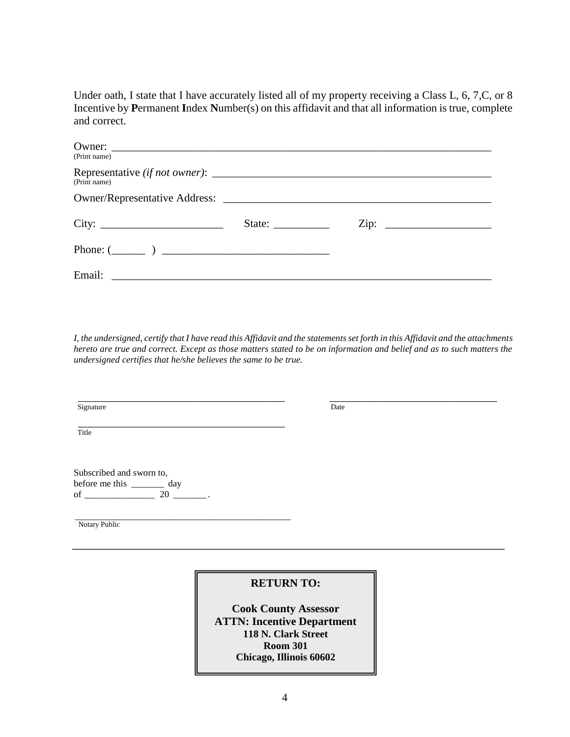Under oath, I state that I have accurately listed all of my property receiving a Class L, 6, 7,C, or 8 Incentive by **P**ermanent **I**ndex **N**umber(s) on this affidavit and that all information is true, complete and correct.

Owner: ______________________________________________________________________
(Print name)

Representative *(if not owner)*: ____________________________________________________
(Print name)

Owner/Representative Address: ______________________________________________

City: ______________________ State: __________ Zip: ___________________

Phone: (______ ) _____________________________

Email: ______________________________________________________________________

*I, the undersigned, certify that I have read this Affidavit and the statements set forth in this Affidavit and the attachments hereto are true and correct. Except as those matters stated to be on information and belief and as to such matters the undersigned certifies that he/she believes the same to be true.*

_________________________________________ _________________________________
Signature Date

_________________________________________
Title

Subscribed and sworn to,
before me this _______ day
of _______________ 20 _______.

_____________________________________________
Notary Public

**RETURN TO:**

**Cook County Assessor**
**ATTN: Incentive Department**
**118 N. Clark Street**
**Room 301**
**Chicago, Illinois 60602**